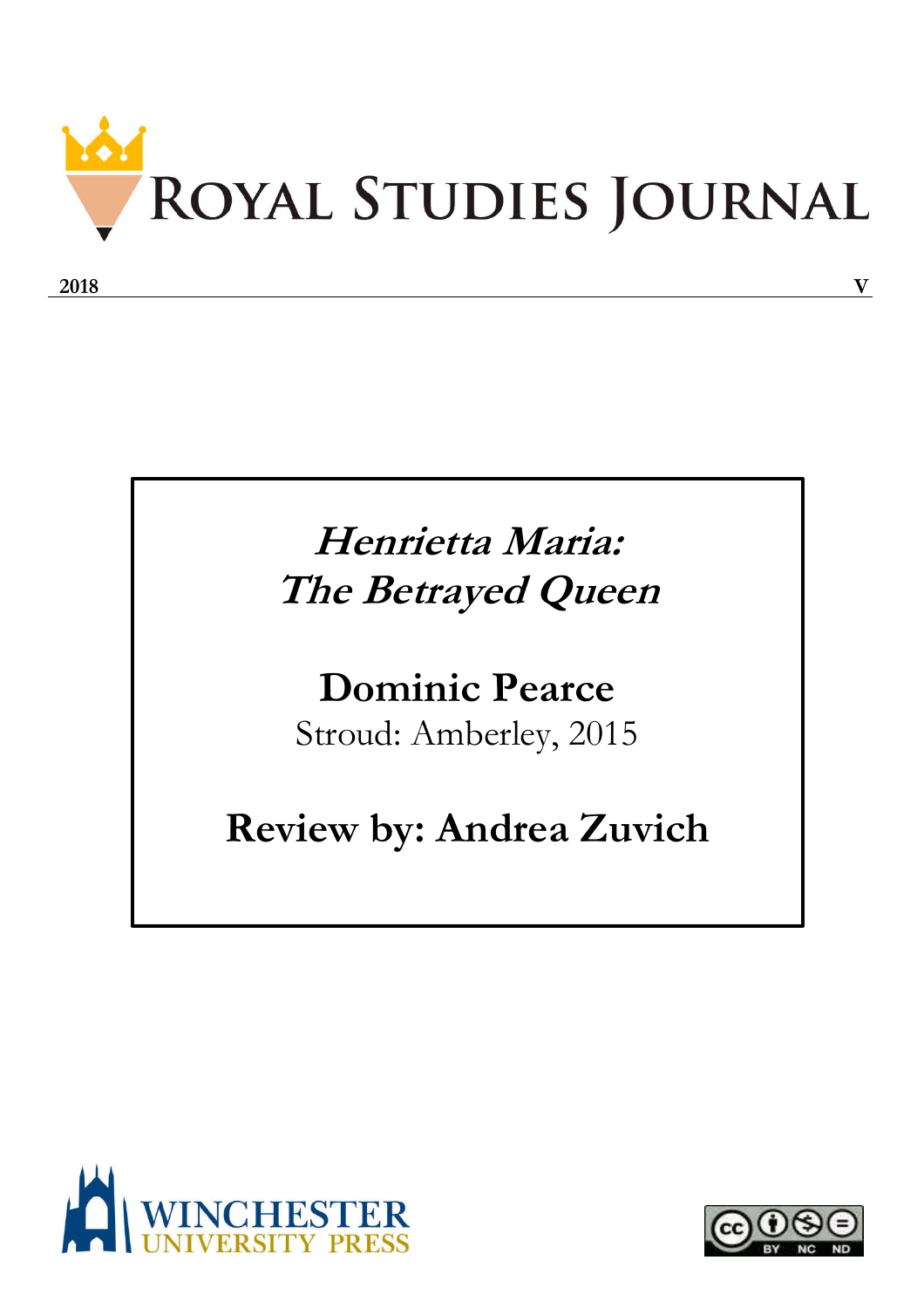# Royal Studies Journal

**2018** **V**

## *Henrietta Maria: The Betrayed Queen*

**Dominic Pearce**

Stroud: Amberley, 2015

**Review by: Andrea Zuvich**

WINCHESTER UNIVERSITY PRESS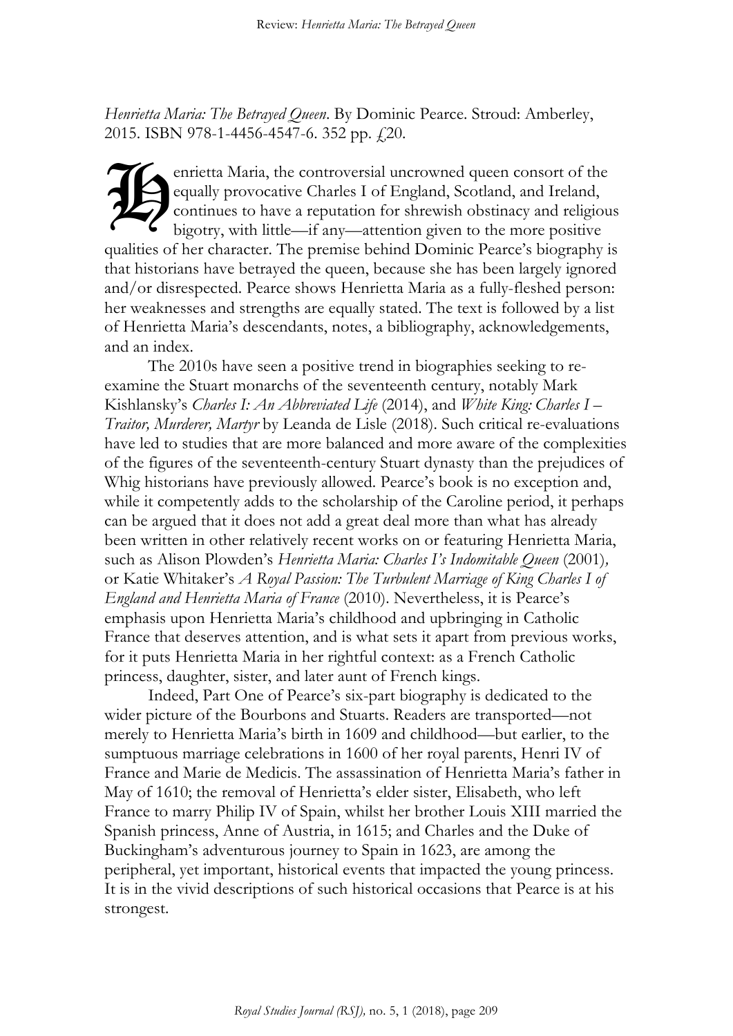*Henrietta Maria: The Betrayed Queen*. By Dominic Pearce. Stroud: Amberley, 2015. ISBN 978-1-4456-4547-6. 352 pp. £20.

Henrietta Maria, the controversial uncrowned queen consort of the equally provocative Charles I of England, Scotland, and Ireland, continues to have a reputation for shrewish obstinacy and religious bigotry, with little—if any—attention given to the more positive qualities of her character. The premise behind Dominic Pearce's biography is that historians have betrayed the queen, because she has been largely ignored and/or disrespected. Pearce shows Henrietta Maria as a fully-fleshed person: her weaknesses and strengths are equally stated. The text is followed by a list of Henrietta Maria's descendants, notes, a bibliography, acknowledgements, and an index.

The 2010s have seen a positive trend in biographies seeking to re-examine the Stuart monarchs of the seventeenth century, notably Mark Kishlansky's *Charles I: An Abbreviated Life* (2014), and *White King: Charles I – Traitor, Murderer, Martyr* by Leanda de Lisle (2018). Such critical re-evaluations have led to studies that are more balanced and more aware of the complexities of the figures of the seventeenth-century Stuart dynasty than the prejudices of Whig historians have previously allowed. Pearce's book is no exception and, while it competently adds to the scholarship of the Caroline period, it perhaps can be argued that it does not add a great deal more than what has already been written in other relatively recent works on or featuring Henrietta Maria, such as Alison Plowden's *Henrietta Maria: Charles I's Indomitable Queen* (2001), or Katie Whitaker's *A Royal Passion: The Turbulent Marriage of King Charles I of England and Henrietta Maria of France* (2010). Nevertheless, it is Pearce's emphasis upon Henrietta Maria's childhood and upbringing in Catholic France that deserves attention, and is what sets it apart from previous works, for it puts Henrietta Maria in her rightful context: as a French Catholic princess, daughter, sister, and later aunt of French kings.

Indeed, Part One of Pearce's six-part biography is dedicated to the wider picture of the Bourbons and Stuarts. Readers are transported—not merely to Henrietta Maria's birth in 1609 and childhood—but earlier, to the sumptuous marriage celebrations in 1600 of her royal parents, Henri IV of France and Marie de Medicis. The assassination of Henrietta Maria's father in May of 1610; the removal of Henrietta's elder sister, Elisabeth, who left France to marry Philip IV of Spain, whilst her brother Louis XIII married the Spanish princess, Anne of Austria, in 1615; and Charles and the Duke of Buckingham's adventurous journey to Spain in 1623, are among the peripheral, yet important, historical events that impacted the young princess. It is in the vivid descriptions of such historical occasions that Pearce is at his strongest.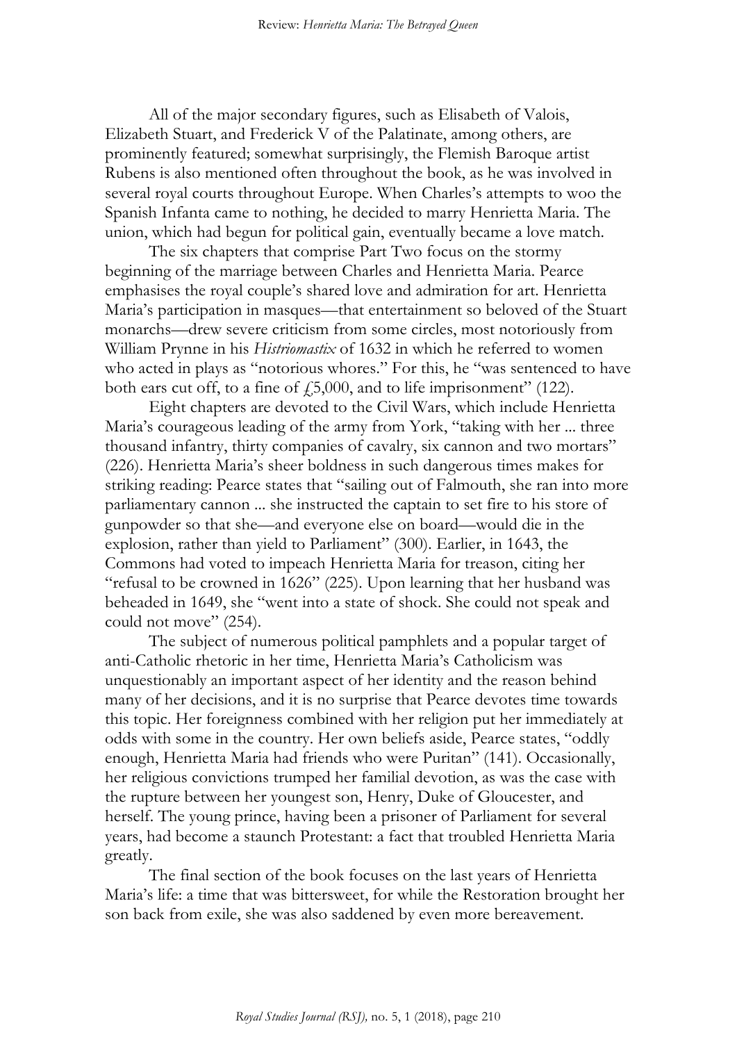All of the major secondary figures, such as Elisabeth of Valois, Elizabeth Stuart, and Frederick V of the Palatinate, among others, are prominently featured; somewhat surprisingly, the Flemish Baroque artist Rubens is also mentioned often throughout the book, as he was involved in several royal courts throughout Europe. When Charles's attempts to woo the Spanish Infanta came to nothing, he decided to marry Henrietta Maria. The union, which had begun for political gain, eventually became a love match.

The six chapters that comprise Part Two focus on the stormy beginning of the marriage between Charles and Henrietta Maria. Pearce emphasises the royal couple's shared love and admiration for art. Henrietta Maria's participation in masques—that entertainment so beloved of the Stuart monarchs—drew severe criticism from some circles, most notoriously from William Prynne in his *Histriomastix* of 1632 in which he referred to women who acted in plays as "notorious whores." For this, he "was sentenced to have both ears cut off, to a fine of £5,000, and to life imprisonment" (122).

Eight chapters are devoted to the Civil Wars, which include Henrietta Maria's courageous leading of the army from York, "taking with her ... three thousand infantry, thirty companies of cavalry, six cannon and two mortars" (226). Henrietta Maria's sheer boldness in such dangerous times makes for striking reading: Pearce states that "sailing out of Falmouth, she ran into more parliamentary cannon ... she instructed the captain to set fire to his store of gunpowder so that she—and everyone else on board—would die in the explosion, rather than yield to Parliament" (300). Earlier, in 1643, the Commons had voted to impeach Henrietta Maria for treason, citing her "refusal to be crowned in 1626" (225). Upon learning that her husband was beheaded in 1649, she "went into a state of shock. She could not speak and could not move" (254).

The subject of numerous political pamphlets and a popular target of anti-Catholic rhetoric in her time, Henrietta Maria's Catholicism was unquestionably an important aspect of her identity and the reason behind many of her decisions, and it is no surprise that Pearce devotes time towards this topic. Her foreignness combined with her religion put her immediately at odds with some in the country. Her own beliefs aside, Pearce states, "oddly enough, Henrietta Maria had friends who were Puritan" (141). Occasionally, her religious convictions trumped her familial devotion, as was the case with the rupture between her youngest son, Henry, Duke of Gloucester, and herself. The young prince, having been a prisoner of Parliament for several years, had become a staunch Protestant: a fact that troubled Henrietta Maria greatly.

The final section of the book focuses on the last years of Henrietta Maria's life: a time that was bittersweet, for while the Restoration brought her son back from exile, she was also saddened by even more bereavement.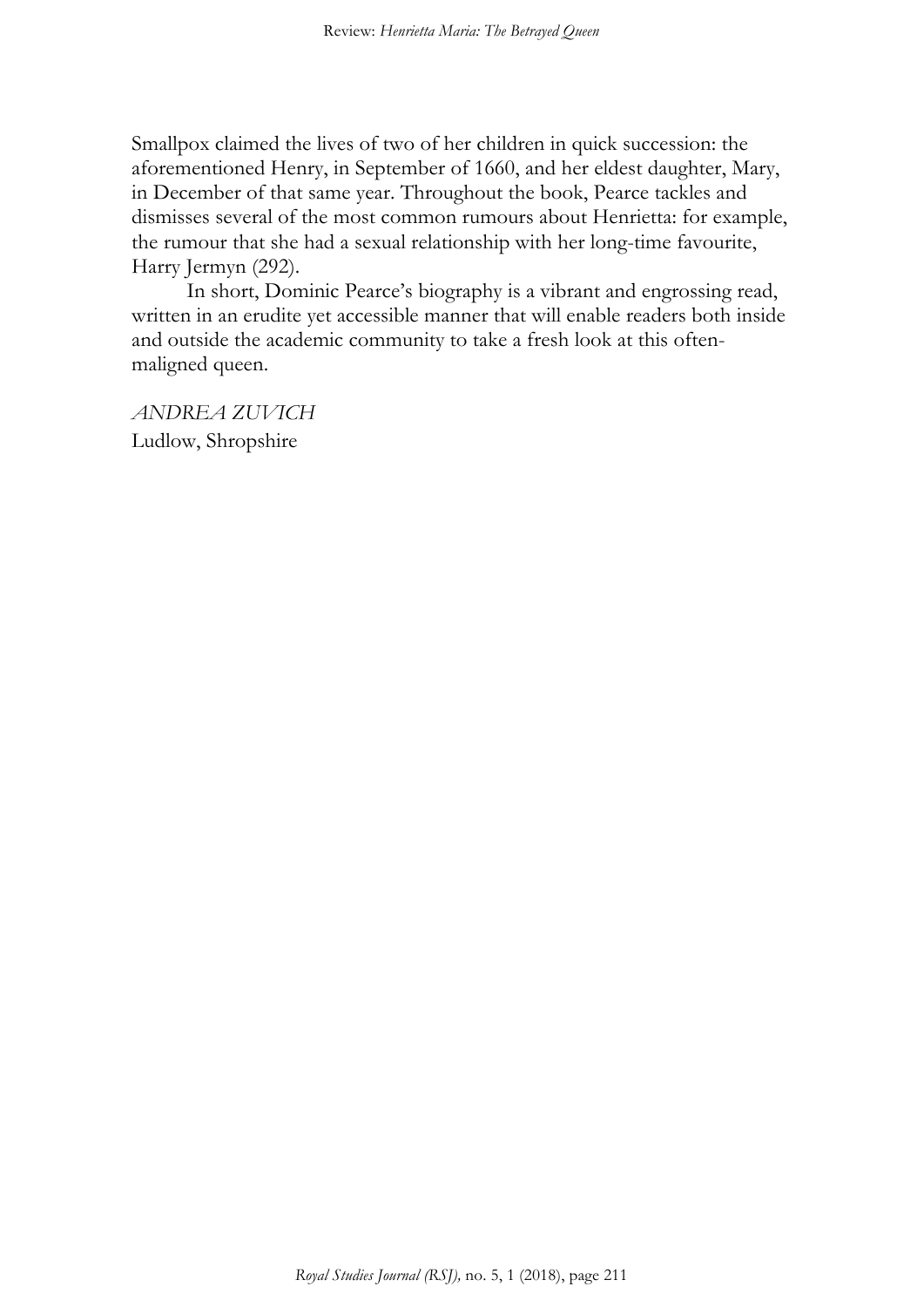Smallpox claimed the lives of two of her children in quick succession: the aforementioned Henry, in September of 1660, and her eldest daughter, Mary, in December of that same year. Throughout the book, Pearce tackles and dismisses several of the most common rumours about Henrietta: for example, the rumour that she had a sexual relationship with her long-time favourite, Harry Jermyn (292).

In short, Dominic Pearce's biography is a vibrant and engrossing read, written in an erudite yet accessible manner that will enable readers both inside and outside the academic community to take a fresh look at this often-maligned queen.

*ANDREA ZUVICH*
Ludlow, Shropshire